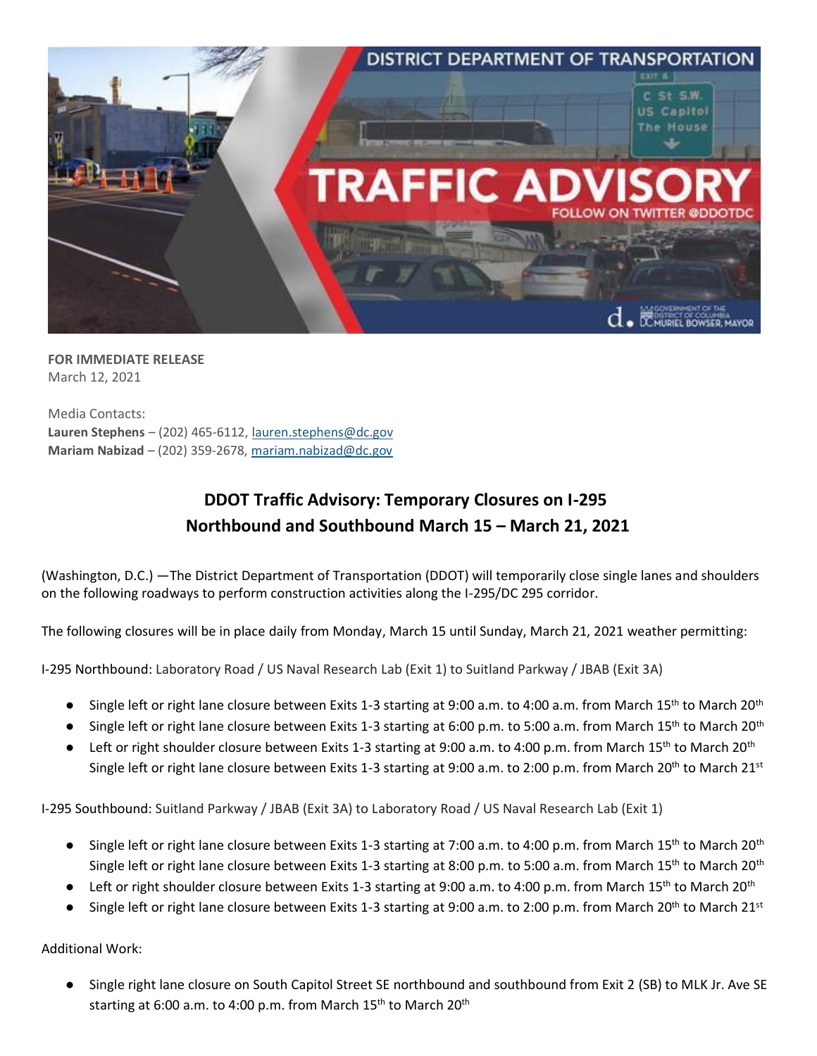**FOR IMMEDIATE RELEASE**
March 12, 2021

Media Contacts:
**Lauren Stephens** – (202) 465-6112, lauren.stephens@dc.gov
**Mariam Nabizad** – (202) 359-2678, mariam.nabizad@dc.gov

## DDOT Traffic Advisory: Temporary Closures on I-295 Northbound and Southbound March 15 – March 21, 2021

(Washington, D.C.) —The District Department of Transportation (DDOT) will temporarily close single lanes and shoulders on the following roadways to perform construction activities along the I-295/DC 295 corridor.

The following closures will be in place daily from Monday, March 15 until Sunday, March 21, 2021 weather permitting:

I-295 Northbound: Laboratory Road / US Naval Research Lab (Exit 1) to Suitland Parkway / JBAB (Exit 3A)

- Single left or right lane closure between Exits 1-3 starting at 9:00 a.m. to 4:00 a.m. from March 15th to March 20th
- Single left or right lane closure between Exits 1-3 starting at 6:00 p.m. to 5:00 a.m. from March 15th to March 20th
- Left or right shoulder closure between Exits 1-3 starting at 9:00 a.m. to 4:00 p.m. from March 15th to March 20th
  Single left or right lane closure between Exits 1-3 starting at 9:00 a.m. to 2:00 p.m. from March 20th to March 21st

I-295 Southbound: Suitland Parkway / JBAB (Exit 3A) to Laboratory Road / US Naval Research Lab (Exit 1)

- Single left or right lane closure between Exits 1-3 starting at 7:00 a.m. to 4:00 p.m. from March 15th to March 20th
  Single left or right lane closure between Exits 1-3 starting at 8:00 p.m. to 5:00 a.m. from March 15th to March 20th
- Left or right shoulder closure between Exits 1-3 starting at 9:00 a.m. to 4:00 p.m. from March 15th to March 20th
- Single left or right lane closure between Exits 1-3 starting at 9:00 a.m. to 2:00 p.m. from March 20th to March 21st

Additional Work:

- Single right lane closure on South Capitol Street SE northbound and southbound from Exit 2 (SB) to MLK Jr. Ave SE starting at 6:00 a.m. to 4:00 p.m. from March 15th to March 20th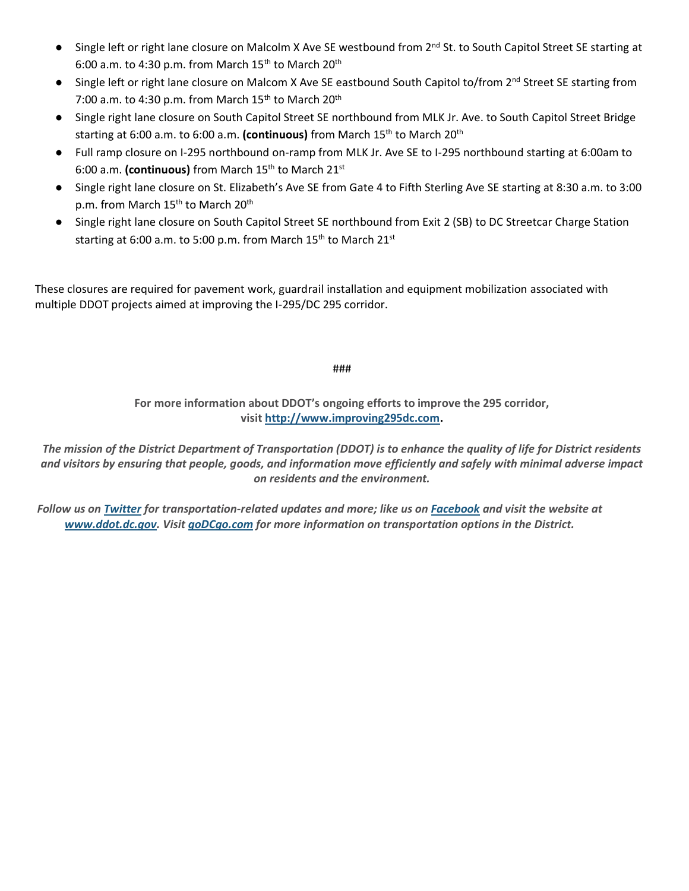- Single left or right lane closure on Malcolm X Ave SE westbound from 2nd St. to South Capitol Street SE starting at 6:00 a.m. to 4:30 p.m. from March 15th to March 20th
- Single left or right lane closure on Malcom X Ave SE eastbound South Capitol to/from 2nd Street SE starting from 7:00 a.m. to 4:30 p.m. from March 15th to March 20th
- Single right lane closure on South Capitol Street SE northbound from MLK Jr. Ave. to South Capitol Street Bridge starting at 6:00 a.m. to 6:00 a.m. **(continuous)** from March 15th to March 20th
- Full ramp closure on I-295 northbound on-ramp from MLK Jr. Ave SE to I-295 northbound starting at 6:00am to 6:00 a.m. **(continuous)** from March 15th to March 21st
- Single right lane closure on St. Elizabeth's Ave SE from Gate 4 to Fifth Sterling Ave SE starting at 8:30 a.m. to 3:00 p.m. from March 15th to March 20th
- Single right lane closure on South Capitol Street SE northbound from Exit 2 (SB) to DC Streetcar Charge Station starting at 6:00 a.m. to 5:00 p.m. from March 15th to March 21st

These closures are required for pavement work, guardrail installation and equipment mobilization associated with multiple DDOT projects aimed at improving the I-295/DC 295 corridor.

###

**For more information about DDOT's ongoing efforts to improve the 295 corridor, visit [http://www.improving295dc.com](http://www.improving295dc.com).**

***The mission of the District Department of Transportation (DDOT) is to enhance the quality of life for District residents and visitors by ensuring that people, goods, and information move efficiently and safely with minimal adverse impact on residents and the environment.***

***Follow us on Twitter for transportation-related updates and more; like us on Facebook and visit the website at www.ddot.dc.gov. Visit goDCgo.com for more information on transportation options in the District.***